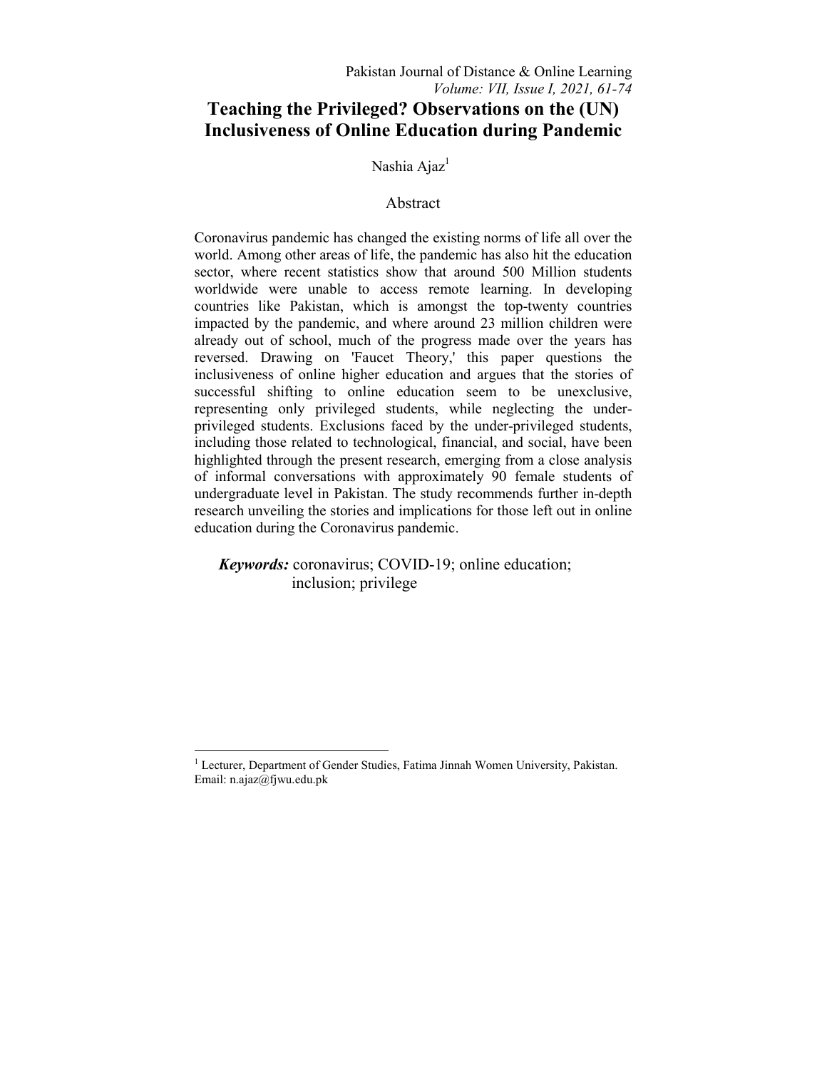# Teaching the Privileged? Observations on the (UN) Inclusiveness of Online Education during Pandemic

Nashia Ajaz[1]

## Abstract

Coronavirus pandemic has changed the existing norms of life all over the world. Among other areas of life, the pandemic has also hit the education sector, where recent statistics show that around 500 Million students worldwide were unable to access remote learning. In developing countries like Pakistan, which is amongst the top-twenty countries impacted by the pandemic, and where around 23 million children were already out of school, much of the progress made over the years has reversed. Drawing on 'Faucet Theory,' this paper questions the inclusiveness of online higher education and argues that the stories of successful shifting to online education seem to be unexclusive, representing only privileged students, while neglecting the under-privileged students. Exclusions faced by the under-privileged students, including those related to technological, financial, and social, have been highlighted through the present research, emerging from a close analysis of informal conversations with approximately 90 female students of undergraduate level in Pakistan. The study recommends further in-depth research unveiling the stories and implications for those left out in online education during the Coronavirus pandemic.

***Keywords:*** coronavirus; COVID-19; online education; inclusion; privilege

---

[1] Lecturer, Department of Gender Studies, Fatima Jinnah Women University, Pakistan. Email: n.ajaz@fjwu.edu.pk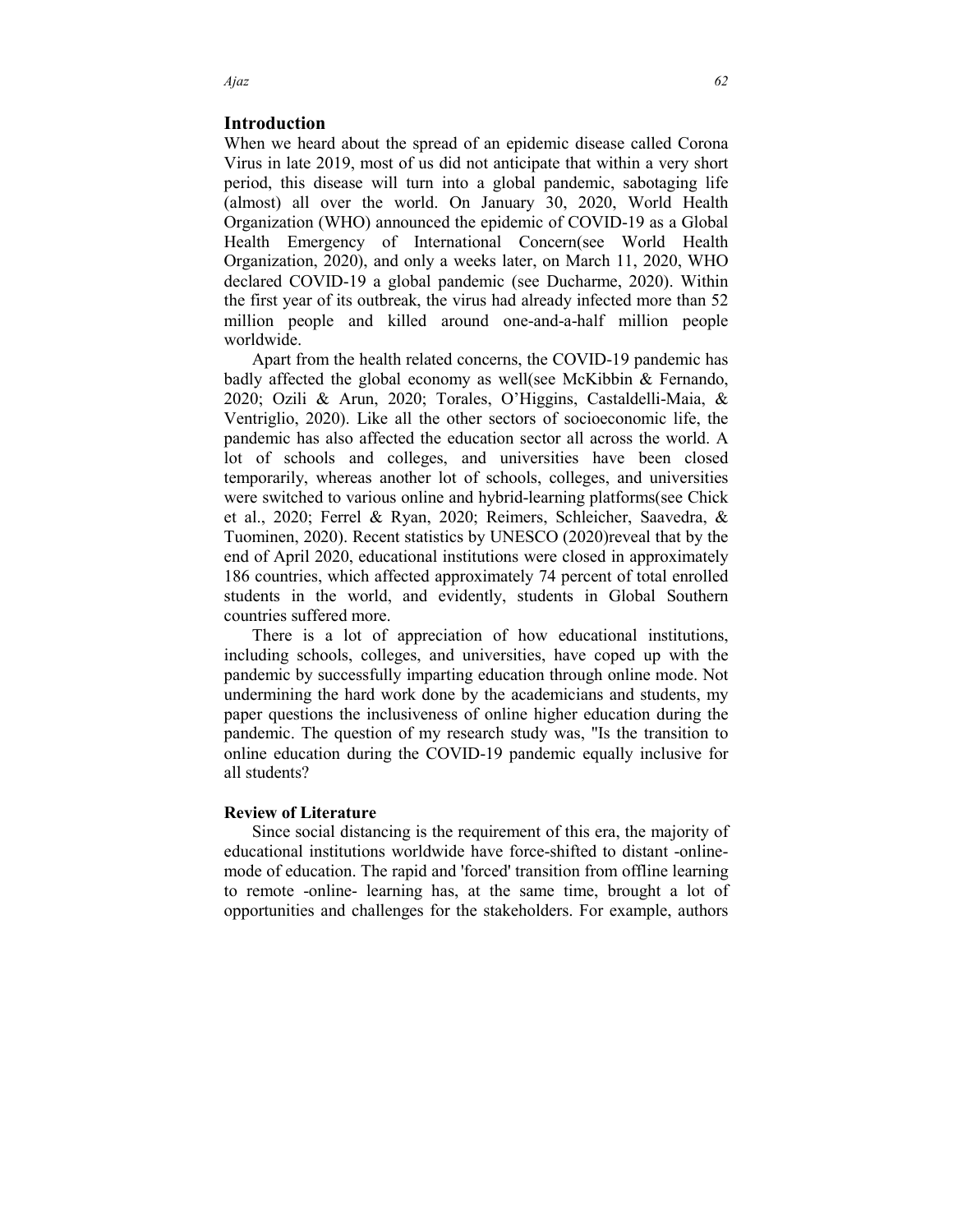## Introduction

When we heard about the spread of an epidemic disease called Corona Virus in late 2019, most of us did not anticipate that within a very short period, this disease will turn into a global pandemic, sabotaging life (almost) all over the world. On January 30, 2020, World Health Organization (WHO) announced the epidemic of COVID-19 as a Global Health Emergency of International Concern(see World Health Organization, 2020), and only a weeks later, on March 11, 2020, WHO declared COVID-19 a global pandemic (see Ducharme, 2020). Within the first year of its outbreak, the virus had already infected more than 52 million people and killed around one-and-a-half million people worldwide.

Apart from the health related concerns, the COVID-19 pandemic has badly affected the global economy as well(see McKibbin & Fernando, 2020; Ozili & Arun, 2020; Torales, O'Higgins, Castaldelli-Maia, & Ventriglio, 2020). Like all the other sectors of socioeconomic life, the pandemic has also affected the education sector all across the world. A lot of schools and colleges, and universities have been closed temporarily, whereas another lot of schools, colleges, and universities were switched to various online and hybrid-learning platforms(see Chick et al., 2020; Ferrel & Ryan, 2020; Reimers, Schleicher, Saavedra, & Tuominen, 2020). Recent statistics by UNESCO (2020)reveal that by the end of April 2020, educational institutions were closed in approximately 186 countries, which affected approximately 74 percent of total enrolled students in the world, and evidently, students in Global Southern countries suffered more.

There is a lot of appreciation of how educational institutions, including schools, colleges, and universities, have coped up with the pandemic by successfully imparting education through online mode. Not undermining the hard work done by the academicians and students, my paper questions the inclusiveness of online higher education during the pandemic. The question of my research study was, "Is the transition to online education during the COVID-19 pandemic equally inclusive for all students?

### Review of Literature

Since social distancing is the requirement of this era, the majority of educational institutions worldwide have force-shifted to distant -online-mode of education. The rapid and 'forced' transition from offline learning to remote -online- learning has, at the same time, brought a lot of opportunities and challenges for the stakeholders. For example, authors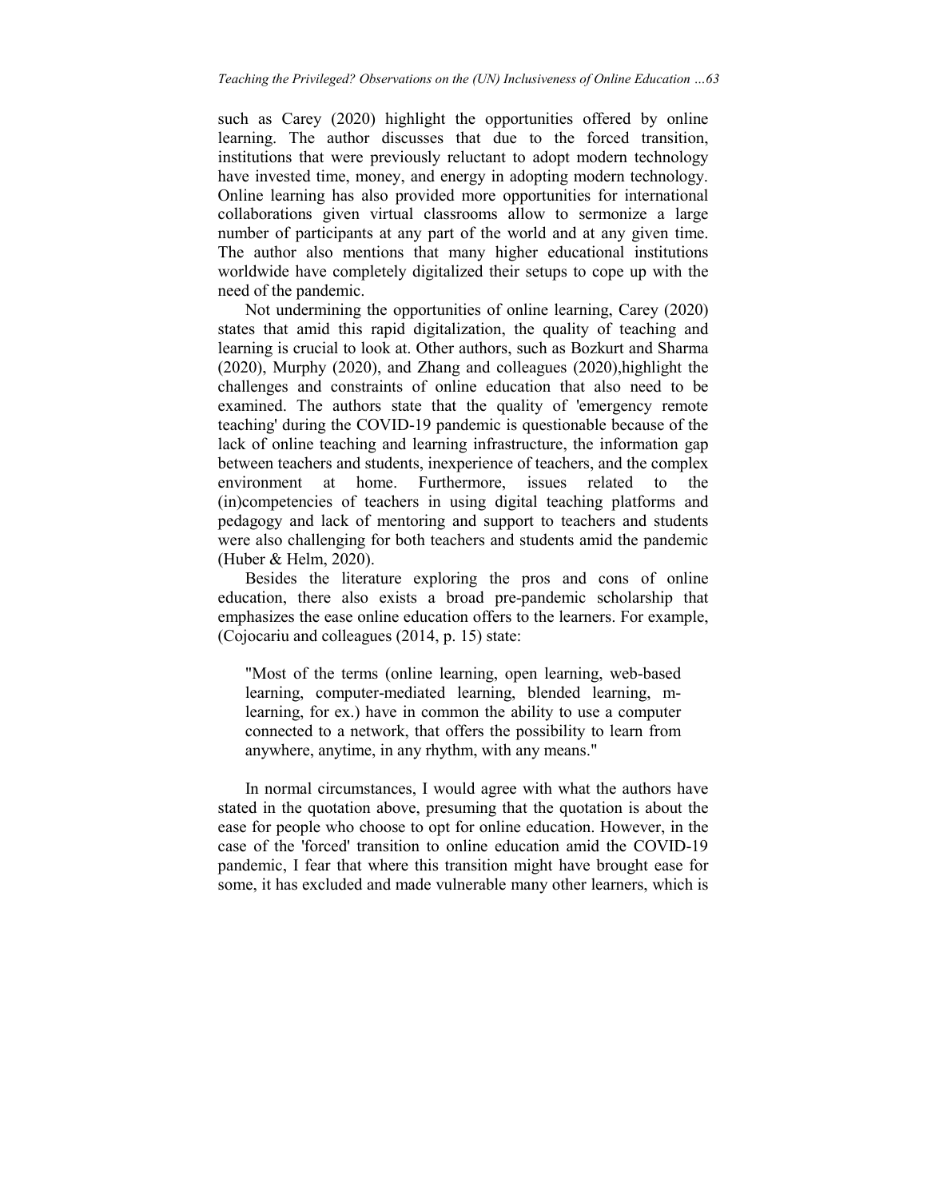such as Carey (2020) highlight the opportunities offered by online learning. The author discusses that due to the forced transition, institutions that were previously reluctant to adopt modern technology have invested time, money, and energy in adopting modern technology. Online learning has also provided more opportunities for international collaborations given virtual classrooms allow to sermonize a large number of participants at any part of the world and at any given time. The author also mentions that many higher educational institutions worldwide have completely digitalized their setups to cope up with the need of the pandemic.

Not undermining the opportunities of online learning, Carey (2020) states that amid this rapid digitalization, the quality of teaching and learning is crucial to look at. Other authors, such as Bozkurt and Sharma (2020), Murphy (2020), and Zhang and colleagues (2020),highlight the challenges and constraints of online education that also need to be examined. The authors state that the quality of 'emergency remote teaching' during the COVID-19 pandemic is questionable because of the lack of online teaching and learning infrastructure, the information gap between teachers and students, inexperience of teachers, and the complex environment at home. Furthermore, issues related to the (in)competencies of teachers in using digital teaching platforms and pedagogy and lack of mentoring and support to teachers and students were also challenging for both teachers and students amid the pandemic (Huber & Helm, 2020).

Besides the literature exploring the pros and cons of online education, there also exists a broad pre-pandemic scholarship that emphasizes the ease online education offers to the learners. For example, (Cojocariu and colleagues (2014, p. 15) state:

> "Most of the terms (online learning, open learning, web-based learning, computer-mediated learning, blended learning, m-learning, for ex.) have in common the ability to use a computer connected to a network, that offers the possibility to learn from anywhere, anytime, in any rhythm, with any means."

In normal circumstances, I would agree with what the authors have stated in the quotation above, presuming that the quotation is about the ease for people who choose to opt for online education. However, in the case of the 'forced' transition to online education amid the COVID-19 pandemic, I fear that where this transition might have brought ease for some, it has excluded and made vulnerable many other learners, which is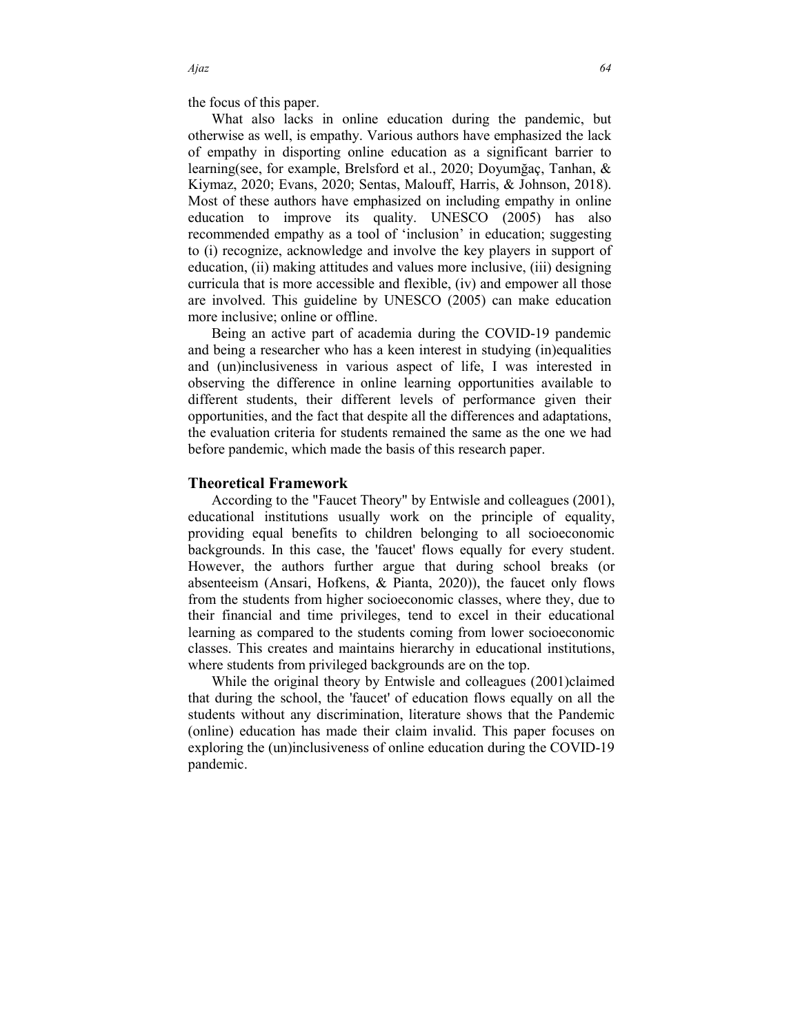the focus of this paper.

What also lacks in online education during the pandemic, but otherwise as well, is empathy. Various authors have emphasized the lack of empathy in disporting online education as a significant barrier to learning(see, for example, Brelsford et al., 2020; Doyumğaç, Tanhan, & Kiymaz, 2020; Evans, 2020; Sentas, Malouff, Harris, & Johnson, 2018). Most of these authors have emphasized on including empathy in online education to improve its quality. UNESCO (2005) has also recommended empathy as a tool of 'inclusion' in education; suggesting to (i) recognize, acknowledge and involve the key players in support of education, (ii) making attitudes and values more inclusive, (iii) designing curricula that is more accessible and flexible, (iv) and empower all those are involved. This guideline by UNESCO (2005) can make education more inclusive; online or offline.

Being an active part of academia during the COVID-19 pandemic and being a researcher who has a keen interest in studying (in)equalities and (un)inclusiveness in various aspect of life, I was interested in observing the difference in online learning opportunities available to different students, their different levels of performance given their opportunities, and the fact that despite all the differences and adaptations, the evaluation criteria for students remained the same as the one we had before pandemic, which made the basis of this research paper.

## Theoretical Framework

According to the "Faucet Theory" by Entwisle and colleagues (2001), educational institutions usually work on the principle of equality, providing equal benefits to children belonging to all socioeconomic backgrounds. In this case, the 'faucet' flows equally for every student. However, the authors further argue that during school breaks (or absenteeism (Ansari, Hofkens, & Pianta, 2020)), the faucet only flows from the students from higher socioeconomic classes, where they, due to their financial and time privileges, tend to excel in their educational learning as compared to the students coming from lower socioeconomic classes. This creates and maintains hierarchy in educational institutions, where students from privileged backgrounds are on the top.

While the original theory by Entwisle and colleagues (2001)claimed that during the school, the 'faucet' of education flows equally on all the students without any discrimination, literature shows that the Pandemic (online) education has made their claim invalid. This paper focuses on exploring the (un)inclusiveness of online education during the COVID-19 pandemic.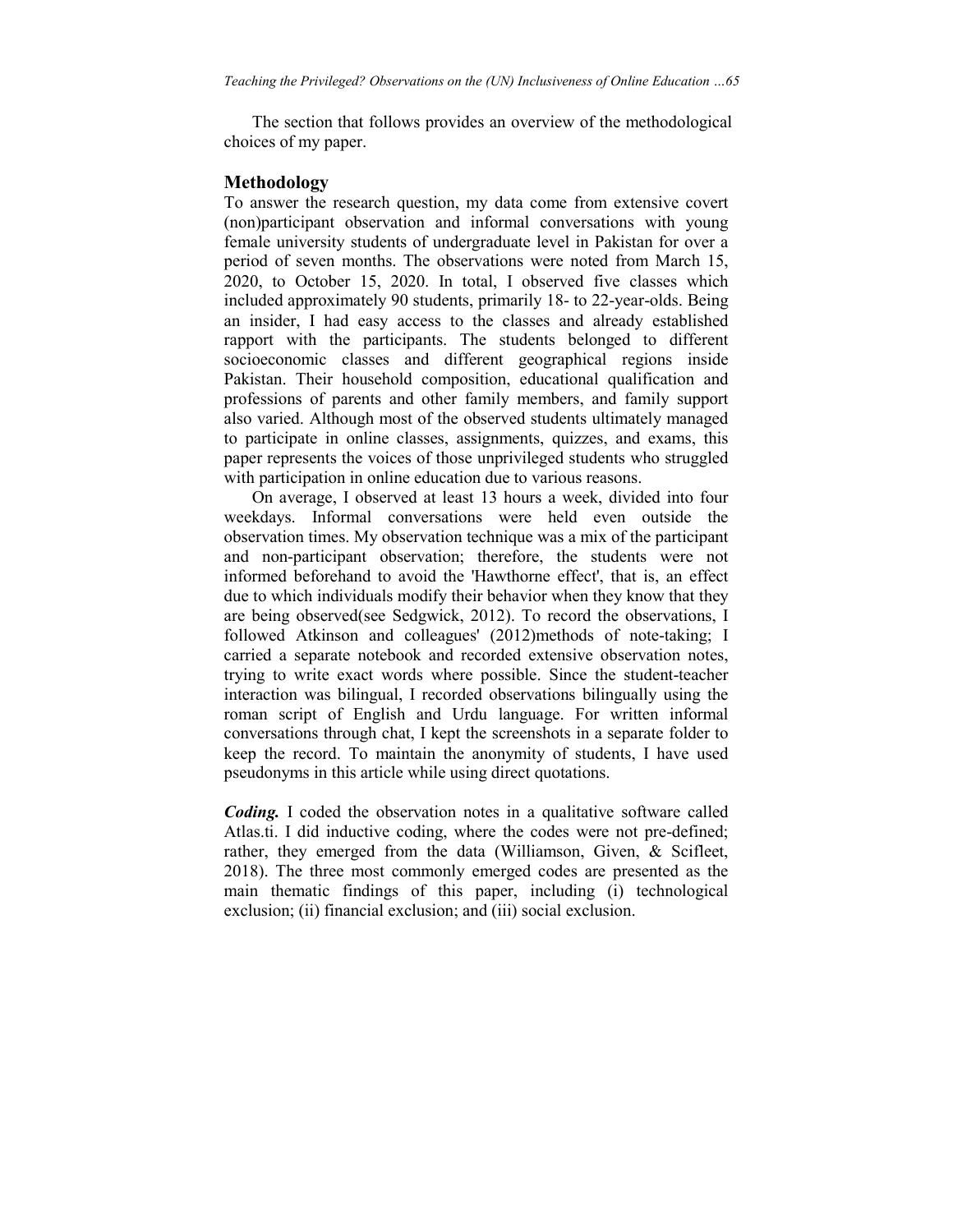The section that follows provides an overview of the methodological choices of my paper.

## Methodology

To answer the research question, my data come from extensive covert (non)participant observation and informal conversations with young female university students of undergraduate level in Pakistan for over a period of seven months. The observations were noted from March 15, 2020, to October 15, 2020. In total, I observed five classes which included approximately 90 students, primarily 18- to 22-year-olds. Being an insider, I had easy access to the classes and already established rapport with the participants. The students belonged to different socioeconomic classes and different geographical regions inside Pakistan. Their household composition, educational qualification and professions of parents and other family members, and family support also varied. Although most of the observed students ultimately managed to participate in online classes, assignments, quizzes, and exams, this paper represents the voices of those unprivileged students who struggled with participation in online education due to various reasons.

On average, I observed at least 13 hours a week, divided into four weekdays. Informal conversations were held even outside the observation times. My observation technique was a mix of the participant and non-participant observation; therefore, the students were not informed beforehand to avoid the 'Hawthorne effect', that is, an effect due to which individuals modify their behavior when they know that they are being observed(see Sedgwick, 2012). To record the observations, I followed Atkinson and colleagues' (2012)methods of note-taking; I carried a separate notebook and recorded extensive observation notes, trying to write exact words where possible. Since the student-teacher interaction was bilingual, I recorded observations bilingually using the roman script of English and Urdu language. For written informal conversations through chat, I kept the screenshots in a separate folder to keep the record. To maintain the anonymity of students, I have used pseudonyms in this article while using direct quotations.

***Coding.*** I coded the observation notes in a qualitative software called Atlas.ti. I did inductive coding, where the codes were not pre-defined; rather, they emerged from the data (Williamson, Given, & Scifleet, 2018). The three most commonly emerged codes are presented as the main thematic findings of this paper, including (i) technological exclusion; (ii) financial exclusion; and (iii) social exclusion.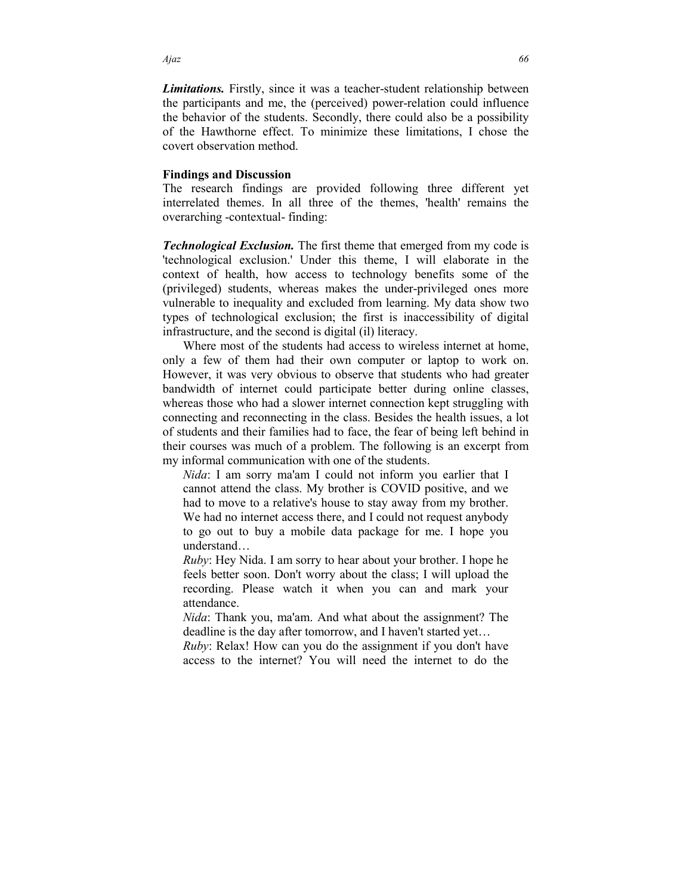***Limitations.*** Firstly, since it was a teacher-student relationship between the participants and me, the (perceived) power-relation could influence the behavior of the students. Secondly, there could also be a possibility of the Hawthorne effect. To minimize these limitations, I chose the covert observation method.

## Findings and Discussion

The research findings are provided following three different yet interrelated themes. In all three of the themes, 'health' remains the overarching -contextual- finding:

***Technological Exclusion.*** The first theme that emerged from my code is 'technological exclusion.' Under this theme, I will elaborate in the context of health, how access to technology benefits some of the (privileged) students, whereas makes the under-privileged ones more vulnerable to inequality and excluded from learning. My data show two types of technological exclusion; the first is inaccessibility of digital infrastructure, and the second is digital (il) literacy.

Where most of the students had access to wireless internet at home, only a few of them had their own computer or laptop to work on. However, it was very obvious to observe that students who had greater bandwidth of internet could participate better during online classes, whereas those who had a slower internet connection kept struggling with connecting and reconnecting in the class. Besides the health issues, a lot of students and their families had to face, the fear of being left behind in their courses was much of a problem. The following is an excerpt from my informal communication with one of the students.

> *Nida*: I am sorry ma'am I could not inform you earlier that I cannot attend the class. My brother is COVID positive, and we had to move to a relative's house to stay away from my brother. We had no internet access there, and I could not request anybody to go out to buy a mobile data package for me. I hope you understand…
>
> *Ruby*: Hey Nida. I am sorry to hear about your brother. I hope he feels better soon. Don't worry about the class; I will upload the recording. Please watch it when you can and mark your attendance.
>
> *Nida*: Thank you, ma'am. And what about the assignment? The deadline is the day after tomorrow, and I haven't started yet…
>
> *Ruby*: Relax! How can you do the assignment if you don't have access to the internet? You will need the internet to do the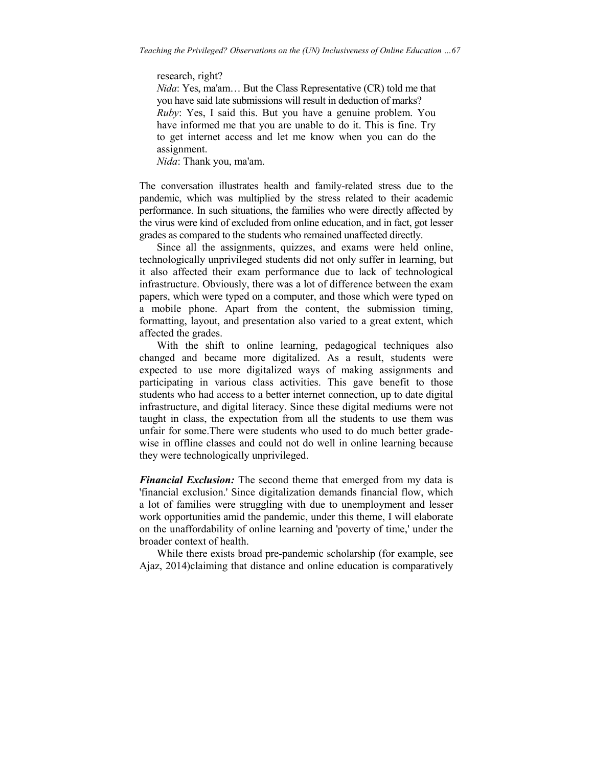research, right?

*Nida*: Yes, ma'am… But the Class Representative (CR) told me that you have said late submissions will result in deduction of marks?

*Ruby*: Yes, I said this. But you have a genuine problem. You have informed me that you are unable to do it. This is fine. Try to get internet access and let me know when you can do the assignment.

*Nida*: Thank you, ma'am.

The conversation illustrates health and family-related stress due to the pandemic, which was multiplied by the stress related to their academic performance. In such situations, the families who were directly affected by the virus were kind of excluded from online education, and in fact, got lesser grades as compared to the students who remained unaffected directly.

Since all the assignments, quizzes, and exams were held online, technologically unprivileged students did not only suffer in learning, but it also affected their exam performance due to lack of technological infrastructure. Obviously, there was a lot of difference between the exam papers, which were typed on a computer, and those which were typed on a mobile phone. Apart from the content, the submission timing, formatting, layout, and presentation also varied to a great extent, which affected the grades.

With the shift to online learning, pedagogical techniques also changed and became more digitalized. As a result, students were expected to use more digitalized ways of making assignments and participating in various class activities. This gave benefit to those students who had access to a better internet connection, up to date digital infrastructure, and digital literacy. Since these digital mediums were not taught in class, the expectation from all the students to use them was unfair for some.There were students who used to do much better grade-wise in offline classes and could not do well in online learning because they were technologically unprivileged.

***Financial Exclusion:*** The second theme that emerged from my data is 'financial exclusion.' Since digitalization demands financial flow, which a lot of families were struggling with due to unemployment and lesser work opportunities amid the pandemic, under this theme, I will elaborate on the unaffordability of online learning and 'poverty of time,' under the broader context of health.

While there exists broad pre-pandemic scholarship (for example, see Ajaz, 2014)claiming that distance and online education is comparatively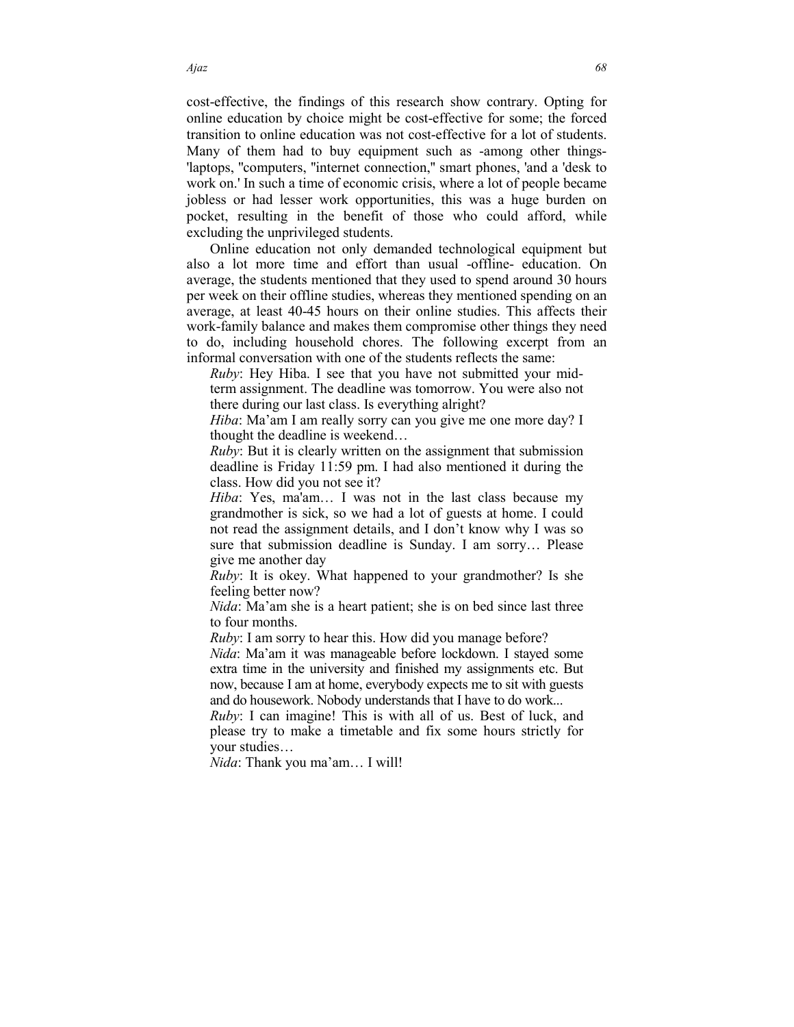cost-effective, the findings of this research show contrary. Opting for online education by choice might be cost-effective for some; the forced transition to online education was not cost-effective for a lot of students. Many of them had to buy equipment such as -among other things- 'laptops, ''computers, ''internet connection,'' smart phones, 'and a 'desk to work on.' In such a time of economic crisis, where a lot of people became jobless or had lesser work opportunities, this was a huge burden on pocket, resulting in the benefit of those who could afford, while excluding the unprivileged students.

Online education not only demanded technological equipment but also a lot more time and effort than usual -offline- education. On average, the students mentioned that they used to spend around 30 hours per week on their offline studies, whereas they mentioned spending on an average, at least 40-45 hours on their online studies. This affects their work-family balance and makes them compromise other things they need to do, including household chores. The following excerpt from an informal conversation with one of the students reflects the same:

*Ruby*: Hey Hiba. I see that you have not submitted your mid-term assignment. The deadline was tomorrow. You were also not there during our last class. Is everything alright?

*Hiba*: Ma'am I am really sorry can you give me one more day? I thought the deadline is weekend…

*Ruby*: But it is clearly written on the assignment that submission deadline is Friday 11:59 pm. I had also mentioned it during the class. How did you not see it?

*Hiba*: Yes, ma'am… I was not in the last class because my grandmother is sick, so we had a lot of guests at home. I could not read the assignment details, and I don't know why I was so sure that submission deadline is Sunday. I am sorry… Please give me another day

*Ruby*: It is okey. What happened to your grandmother? Is she feeling better now?

*Nida*: Ma'am she is a heart patient; she is on bed since last three to four months.

*Ruby*: I am sorry to hear this. How did you manage before?

*Nida*: Ma'am it was manageable before lockdown. I stayed some extra time in the university and finished my assignments etc. But now, because I am at home, everybody expects me to sit with guests and do housework. Nobody understands that I have to do work...

*Ruby*: I can imagine! This is with all of us. Best of luck, and please try to make a timetable and fix some hours strictly for your studies…

*Nida*: Thank you ma'am… I will!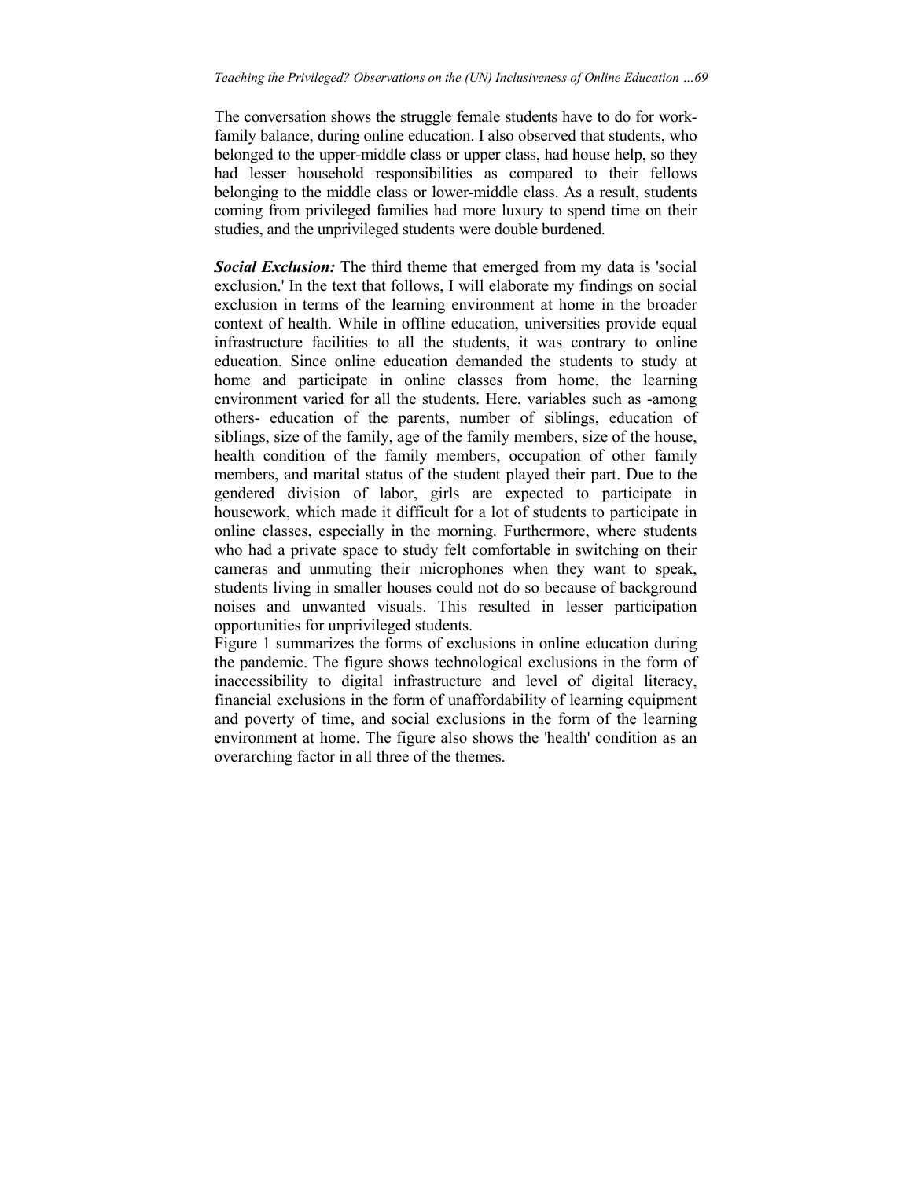The conversation shows the struggle female students have to do for work-family balance, during online education. I also observed that students, who belonged to the upper-middle class or upper class, had house help, so they had lesser household responsibilities as compared to their fellows belonging to the middle class or lower-middle class. As a result, students coming from privileged families had more luxury to spend time on their studies, and the unprivileged students were double burdened.

***Social Exclusion:*** The third theme that emerged from my data is 'social exclusion.' In the text that follows, I will elaborate my findings on social exclusion in terms of the learning environment at home in the broader context of health. While in offline education, universities provide equal infrastructure facilities to all the students, it was contrary to online education. Since online education demanded the students to study at home and participate in online classes from home, the learning environment varied for all the students. Here, variables such as -among others- education of the parents, number of siblings, education of siblings, size of the family, age of the family members, size of the house, health condition of the family members, occupation of other family members, and marital status of the student played their part. Due to the gendered division of labor, girls are expected to participate in housework, which made it difficult for a lot of students to participate in online classes, especially in the morning. Furthermore, where students who had a private space to study felt comfortable in switching on their cameras and unmuting their microphones when they want to speak, students living in smaller houses could not do so because of background noises and unwanted visuals. This resulted in lesser participation opportunities for unprivileged students.

Figure 1 summarizes the forms of exclusions in online education during the pandemic. The figure shows technological exclusions in the form of inaccessibility to digital infrastructure and level of digital literacy, financial exclusions in the form of unaffordability of learning equipment and poverty of time, and social exclusions in the form of the learning environment at home. The figure also shows the 'health' condition as an overarching factor in all three of the themes.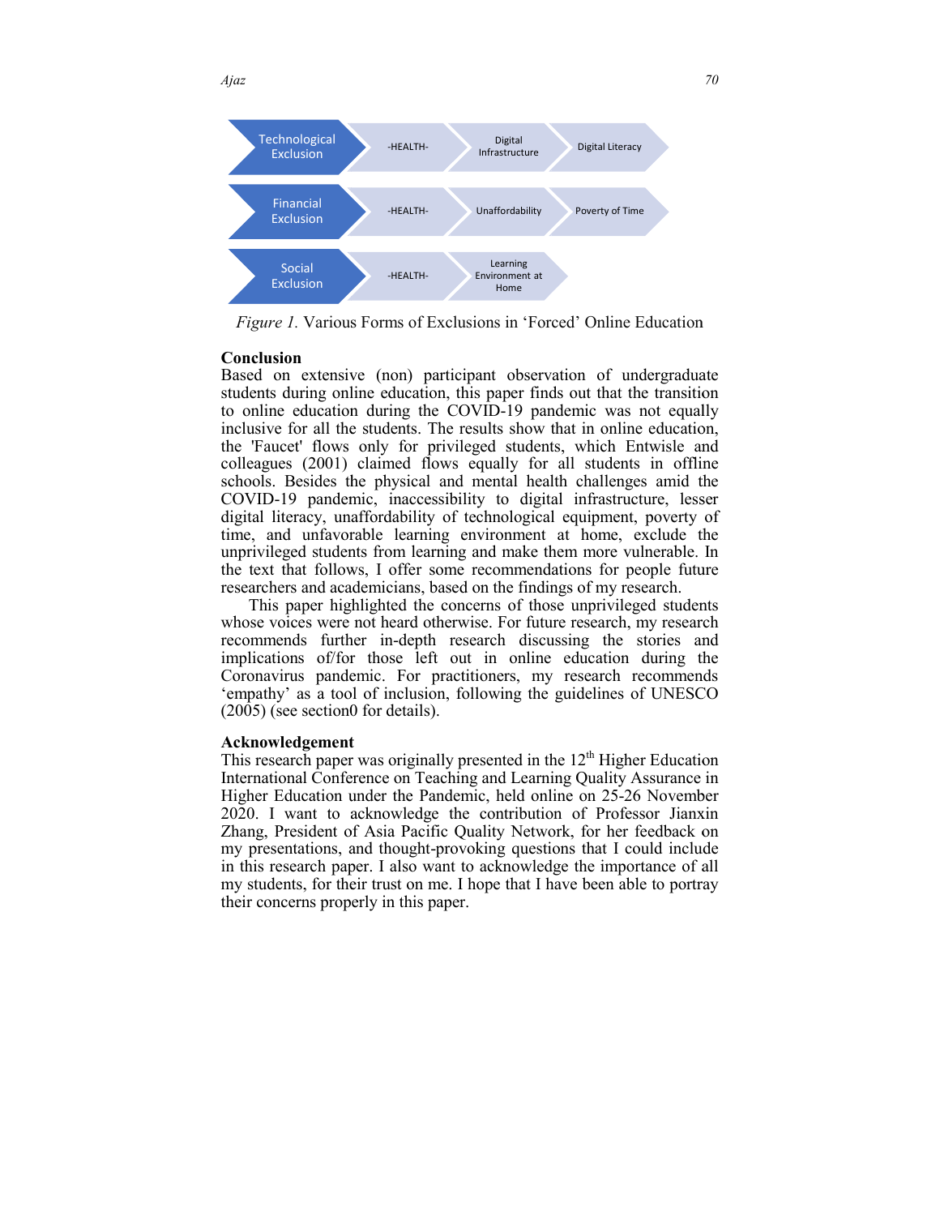| Technological Exclusion | -HEALTH- | Digital Infrastructure | Digital Literacy |
| --- | --- | --- | --- |
| Financial Exclusion | -HEALTH- | Unaffordability | Poverty of Time |
| Social Exclusion | -HEALTH- | Learning Environment at Home | |

*Figure 1.* Various Forms of Exclusions in 'Forced' Online Education

## Conclusion

Based on extensive (non) participant observation of undergraduate students during online education, this paper finds out that the transition to online education during the COVID-19 pandemic was not equally inclusive for all the students. The results show that in online education, the 'Faucet' flows only for privileged students, which Entwisle and colleagues (2001) claimed flows equally for all students in offline schools. Besides the physical and mental health challenges amid the COVID-19 pandemic, inaccessibility to digital infrastructure, lesser digital literacy, unaffordability of technological equipment, poverty of time, and unfavorable learning environment at home, exclude the unprivileged students from learning and make them more vulnerable. In the text that follows, I offer some recommendations for people future researchers and academicians, based on the findings of my research.

This paper highlighted the concerns of those unprivileged students whose voices were not heard otherwise. For future research, my research recommends further in-depth research discussing the stories and implications of/for those left out in online education during the Coronavirus pandemic. For practitioners, my research recommends 'empathy' as a tool of inclusion, following the guidelines of UNESCO (2005) (see section0 for details).

## Acknowledgement

This research paper was originally presented in the 12th Higher Education International Conference on Teaching and Learning Quality Assurance in Higher Education under the Pandemic, held online on 25-26 November 2020. I want to acknowledge the contribution of Professor Jianxin Zhang, President of Asia Pacific Quality Network, for her feedback on my presentations, and thought-provoking questions that I could include in this research paper. I also want to acknowledge the importance of all my students, for their trust on me. I hope that I have been able to portray their concerns properly in this paper.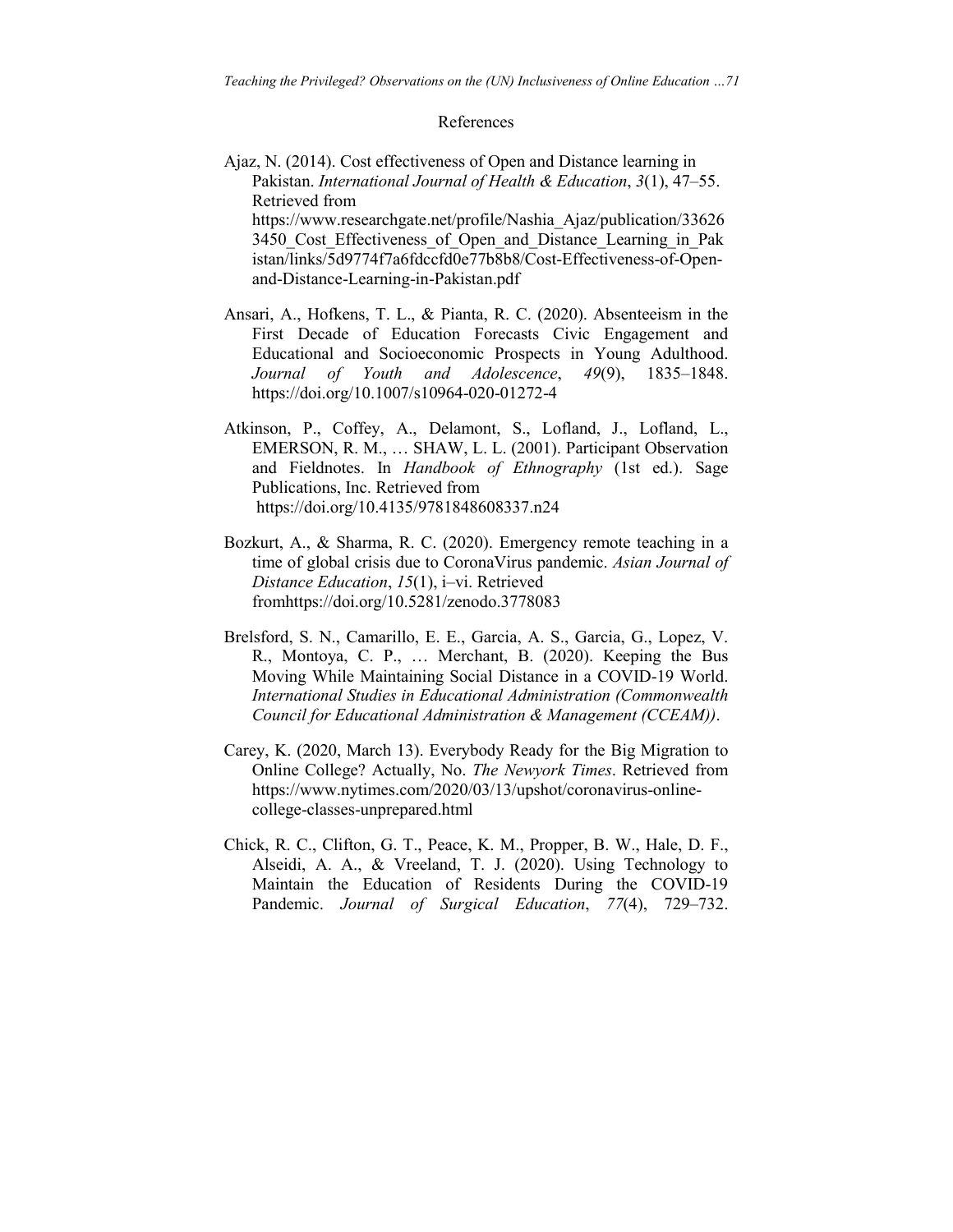## References

Ajaz, N. (2014). Cost effectiveness of Open and Distance learning in Pakistan. *International Journal of Health & Education*, *3*(1), 47–55. Retrieved from https://www.researchgate.net/profile/Nashia_Ajaz/publication/336263450_Cost_Effectiveness_of_Open_and_Distance_Learning_in_Pakistan/links/5d9774f7a6fdccfd0e77b8b8/Cost-Effectiveness-of-Open-and-Distance-Learning-in-Pakistan.pdf

Ansari, A., Hofkens, T. L., & Pianta, R. C. (2020). Absenteeism in the First Decade of Education Forecasts Civic Engagement and Educational and Socioeconomic Prospects in Young Adulthood. *Journal of Youth and Adolescence*, *49*(9), 1835–1848. https://doi.org/10.1007/s10964-020-01272-4

Atkinson, P., Coffey, A., Delamont, S., Lofland, J., Lofland, L., EMERSON, R. M., … SHAW, L. L. (2001). Participant Observation and Fieldnotes. In *Handbook of Ethnography* (1st ed.). Sage Publications, Inc. Retrieved from https://doi.org/10.4135/9781848608337.n24

Bozkurt, A., & Sharma, R. C. (2020). Emergency remote teaching in a time of global crisis due to CoronaVirus pandemic. *Asian Journal of Distance Education*, *15*(1), i–vi. Retrieved fromhttps://doi.org/10.5281/zenodo.3778083

Brelsford, S. N., Camarillo, E. E., Garcia, A. S., Garcia, G., Lopez, V. R., Montoya, C. P., … Merchant, B. (2020). Keeping the Bus Moving While Maintaining Social Distance in a COVID-19 World. *International Studies in Educational Administration (Commonwealth Council for Educational Administration & Management (CCEAM))*.

Carey, K. (2020, March 13). Everybody Ready for the Big Migration to Online College? Actually, No. *The Newyork Times*. Retrieved from https://www.nytimes.com/2020/03/13/upshot/coronavirus-online-college-classes-unprepared.html

Chick, R. C., Clifton, G. T., Peace, K. M., Propper, B. W., Hale, D. F., Alseidi, A. A., & Vreeland, T. J. (2020). Using Technology to Maintain the Education of Residents During the COVID-19 Pandemic. *Journal of Surgical Education*, *77*(4), 729–732.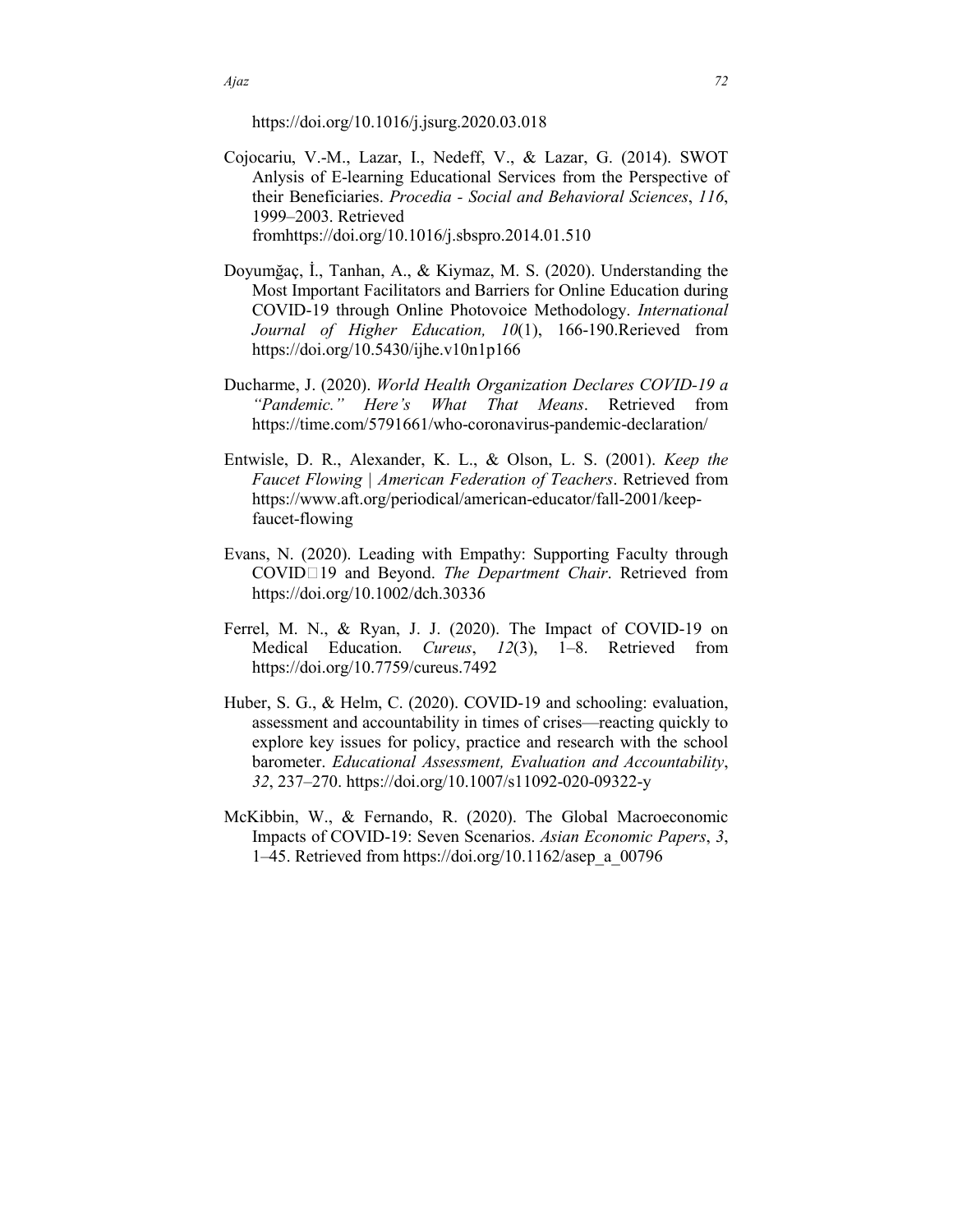https://doi.org/10.1016/j.jsurg.2020.03.018

Cojocariu, V.-M., Lazar, I., Nedeff, V., & Lazar, G. (2014). SWOT Anlysis of E-learning Educational Services from the Perspective of their Beneficiaries. *Procedia - Social and Behavioral Sciences*, *116*, 1999–2003. Retrieved fromhttps://doi.org/10.1016/j.sbspro.2014.01.510

Doyumğaç, İ., Tanhan, A., & Kiymaz, M. S. (2020). Understanding the Most Important Facilitators and Barriers for Online Education during COVID-19 through Online Photovoice Methodology. *International Journal of Higher Education, 10*(1), 166-190.Rerieved from https://doi.org/10.5430/ijhe.v10n1p166

Ducharme, J. (2020). *World Health Organization Declares COVID-19 a "Pandemic." Here's What That Means*. Retrieved from https://time.com/5791661/who-coronavirus-pandemic-declaration/

Entwisle, D. R., Alexander, K. L., & Olson, L. S. (2001). *Keep the Faucet Flowing | American Federation of Teachers*. Retrieved from https://www.aft.org/periodical/american-educator/fall-2001/keep-faucet-flowing

Evans, N. (2020). Leading with Empathy: Supporting Faculty through COVID□19 and Beyond. *The Department Chair*. Retrieved from https://doi.org/10.1002/dch.30336

Ferrel, M. N., & Ryan, J. J. (2020). The Impact of COVID-19 on Medical Education. *Cureus*, *12*(3), 1–8. Retrieved from https://doi.org/10.7759/cureus.7492

Huber, S. G., & Helm, C. (2020). COVID-19 and schooling: evaluation, assessment and accountability in times of crises—reacting quickly to explore key issues for policy, practice and research with the school barometer. *Educational Assessment, Evaluation and Accountability*, *32*, 237–270. https://doi.org/10.1007/s11092-020-09322-y

McKibbin, W., & Fernando, R. (2020). The Global Macroeconomic Impacts of COVID-19: Seven Scenarios. *Asian Economic Papers*, *3*, 1–45. Retrieved from https://doi.org/10.1162/asep_a_00796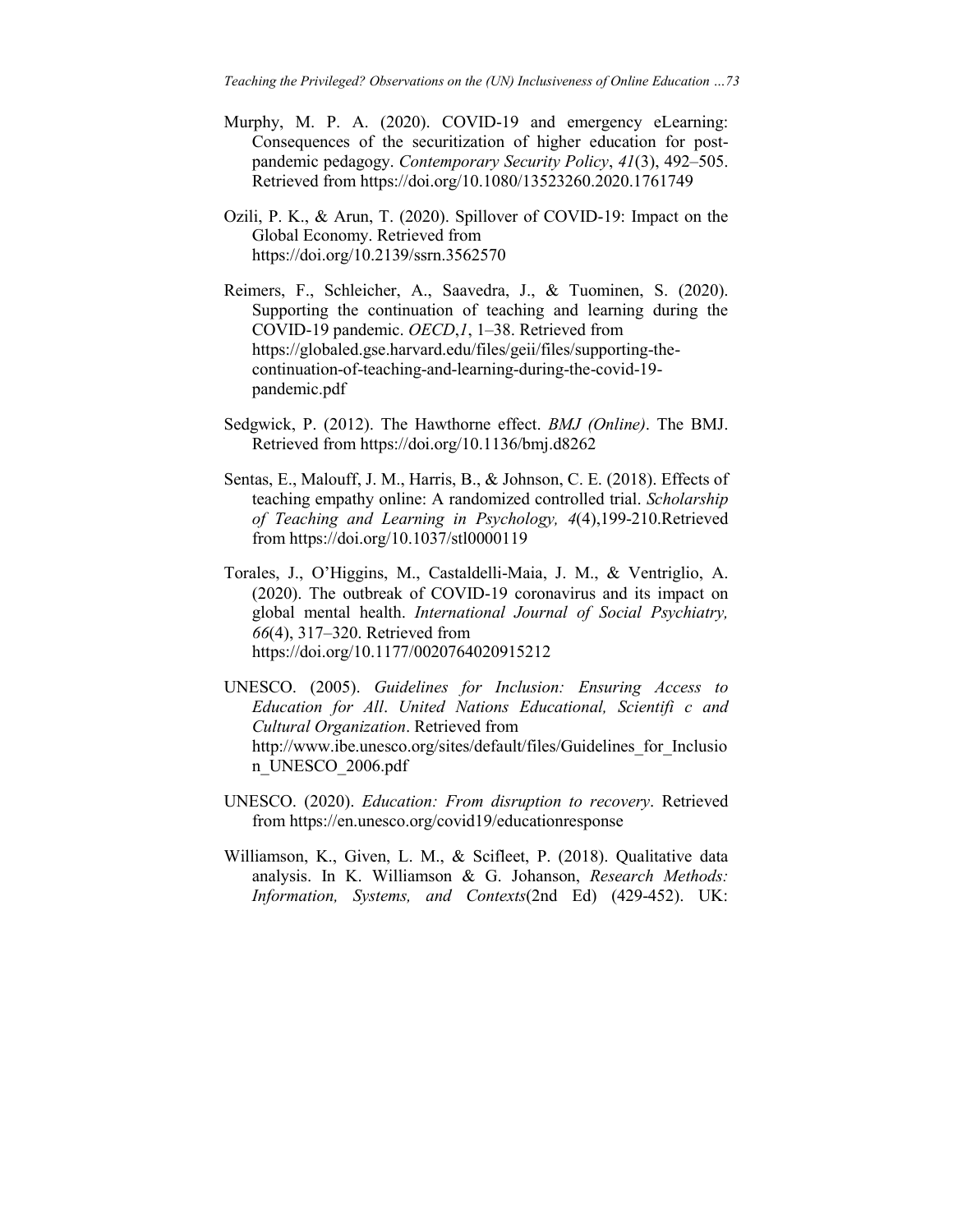Murphy, M. P. A. (2020). COVID-19 and emergency eLearning: Consequences of the securitization of higher education for post-pandemic pedagogy. *Contemporary Security Policy*, *41*(3), 492–505. Retrieved from https://doi.org/10.1080/13523260.2020.1761749

Ozili, P. K., & Arun, T. (2020). Spillover of COVID-19: Impact on the Global Economy. Retrieved from https://doi.org/10.2139/ssrn.3562570

Reimers, F., Schleicher, A., Saavedra, J., & Tuominen, S. (2020). Supporting the continuation of teaching and learning during the COVID-19 pandemic. *OECD*,*1*, 1–38. Retrieved from https://globaled.gse.harvard.edu/files/geii/files/supporting-the-continuation-of-teaching-and-learning-during-the-covid-19-pandemic.pdf

Sedgwick, P. (2012). The Hawthorne effect. *BMJ (Online)*. The BMJ. Retrieved from https://doi.org/10.1136/bmj.d8262

Sentas, E., Malouff, J. M., Harris, B., & Johnson, C. E. (2018). Effects of teaching empathy online: A randomized controlled trial. *Scholarship of Teaching and Learning in Psychology, 4*(4),199-210.Retrieved from https://doi.org/10.1037/stl0000119

Torales, J., O'Higgins, M., Castaldelli-Maia, J. M., & Ventriglio, A. (2020). The outbreak of COVID-19 coronavirus and its impact on global mental health. *International Journal of Social Psychiatry, 66*(4), 317–320. Retrieved from https://doi.org/10.1177/0020764020915212

UNESCO. (2005). *Guidelines for Inclusion: Ensuring Access to Education for All*. *United Nations Educational, Scientifi c and Cultural Organization*. Retrieved from http://www.ibe.unesco.org/sites/default/files/Guidelines_for_Inclusion_UNESCO_2006.pdf

UNESCO. (2020). *Education: From disruption to recovery*. Retrieved from https://en.unesco.org/covid19/educationresponse

Williamson, K., Given, L. M., & Scifleet, P. (2018). Qualitative data analysis. In K. Williamson & G. Johanson, *Research Methods: Information, Systems, and Contexts*(2nd Ed) (429-452). UK: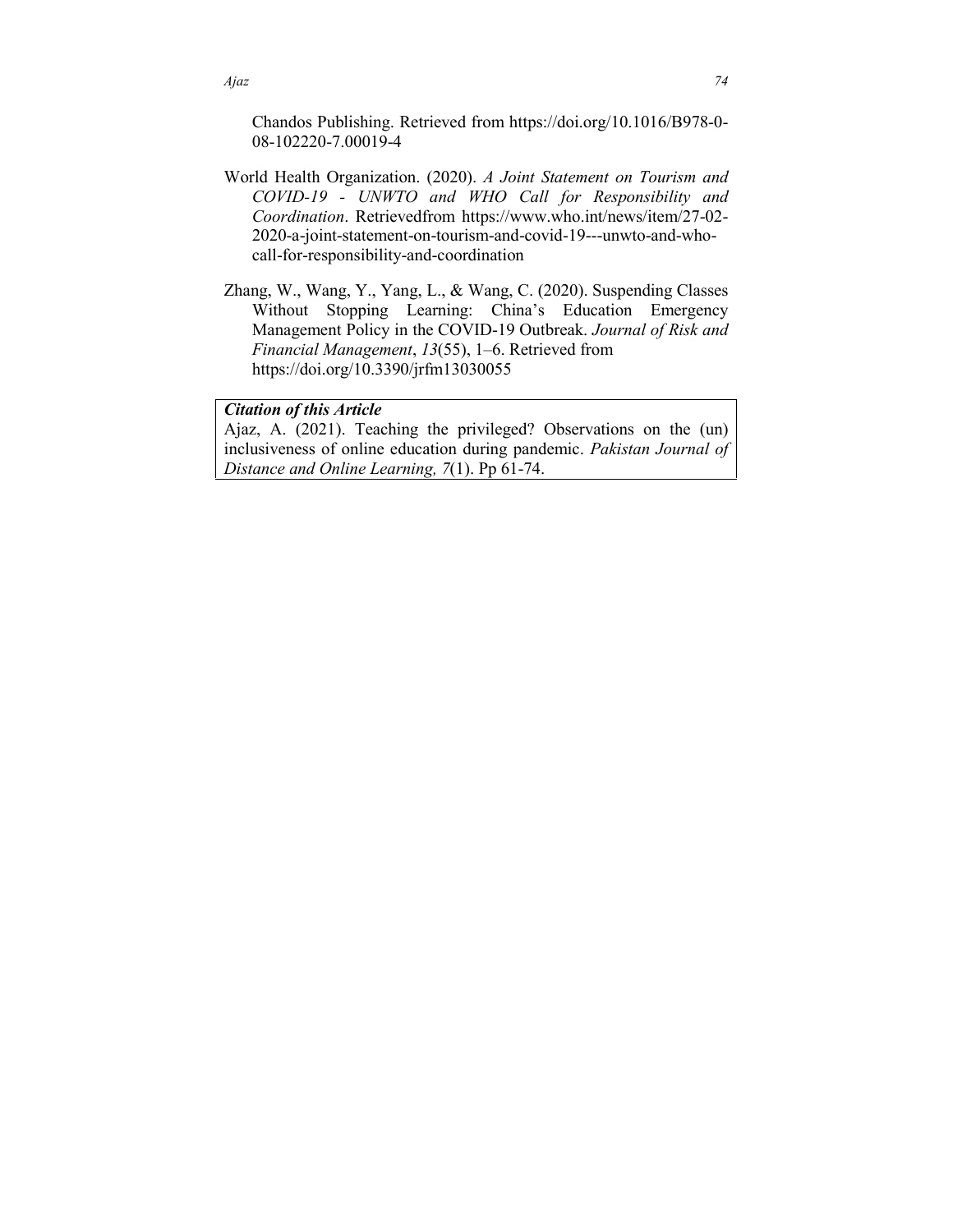Chandos Publishing. Retrieved from https://doi.org/10.1016/B978-0-08-102220-7.00019-4

World Health Organization. (2020). *A Joint Statement on Tourism and COVID-19 - UNWTO and WHO Call for Responsibility and Coordination*. Retrievedfrom https://www.who.int/news/item/27-02-2020-a-joint-statement-on-tourism-and-covid-19---unwto-and-who-call-for-responsibility-and-coordination

Zhang, W., Wang, Y., Yang, L., & Wang, C. (2020). Suspending Classes Without Stopping Learning: China's Education Emergency Management Policy in the COVID-19 Outbreak. *Journal of Risk and Financial Management*, *13*(55), 1–6. Retrieved from https://doi.org/10.3390/jrfm13030055

***Citation of this Article***

Ajaz, A. (2021). Teaching the privileged? Observations on the (un) inclusiveness of online education during pandemic. *Pakistan Journal of Distance and Online Learning, 7*(1). Pp 61-74.